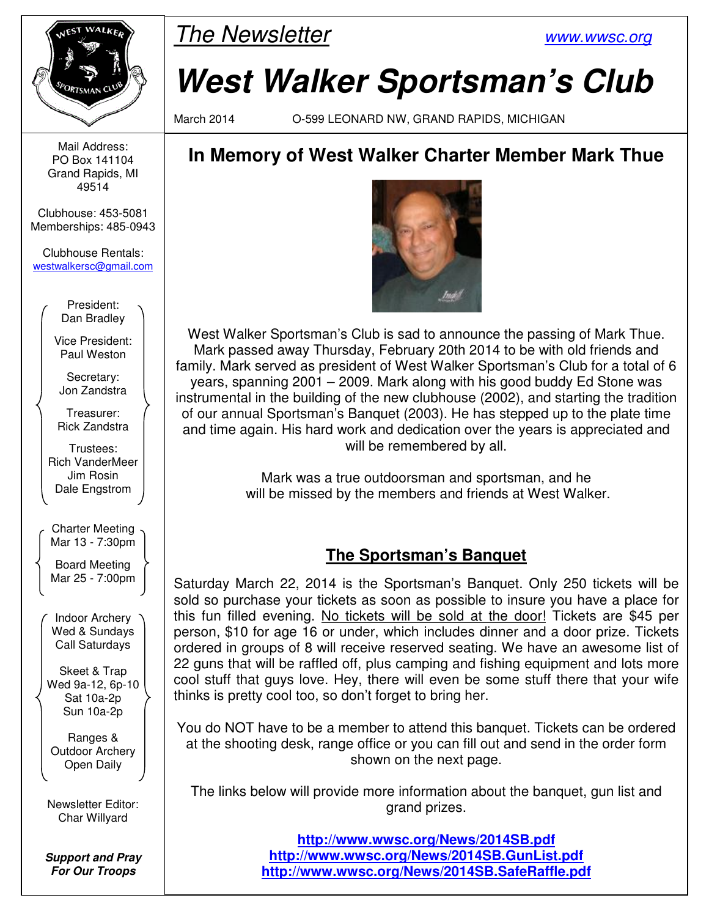# The Newsletter

www.wwsc.org

# West Walker Sportsman's Club

March 2014 O-599 LEONARD NW, GRAND RAPIDS, MICHIGAN

Mail Address:
PO Box 141104
Grand Rapids, MI
49514

Clubhouse: 453-5081
Memberships: 485-0943

Clubhouse Rentals:
westwalkersc@gmail.com

President:
Dan Bradley

Vice President:
Paul Weston

Secretary:
Jon Zandstra

Treasurer:
Rick Zandstra

Trustees:
Rich VanderMeer
Jim Rosin
Dale Engstrom

Charter Meeting
Mar 13 - 7:30pm

Board Meeting
Mar 25 - 7:00pm

Indoor Archery
Wed & Sundays
Call Saturdays

Skeet & Trap
Wed 9a-12, 6p-10
Sat 10a-2p
Sun 10a-2p

Ranges &
Outdoor Archery
Open Daily

Newsletter Editor:
Char Willyard

***Support and Pray For Our Troops***

## In Memory of West Walker Charter Member Mark Thue

West Walker Sportsman's Club is sad to announce the passing of Mark Thue. Mark passed away Thursday, February 20th 2014 to be with old friends and family. Mark served as president of West Walker Sportsman's Club for a total of 6 years, spanning 2001 – 2009. Mark along with his good buddy Ed Stone was instrumental in the building of the new clubhouse (2002), and starting the tradition of our annual Sportsman's Banquet (2003). He has stepped up to the plate time and time again. His hard work and dedication over the years is appreciated and will be remembered by all.

Mark was a true outdoorsman and sportsman, and he will be missed by the members and friends at West Walker.

## The Sportsman's Banquet

Saturday March 22, 2014 is the Sportsman's Banquet. Only 250 tickets will be sold so purchase your tickets as soon as possible to insure you have a place for this fun filled evening. No tickets will be sold at the door! Tickets are $45 per person, $10 for age 16 or under, which includes dinner and a door prize. Tickets ordered in groups of 8 will receive reserved seating. We have an awesome list of 22 guns that will be raffled off, plus camping and fishing equipment and lots more cool stuff that guys love. Hey, there will even be some stuff there that your wife thinks is pretty cool too, so don't forget to bring her.

You do NOT have to be a member to attend this banquet. Tickets can be ordered at the shooting desk, range office or you can fill out and send in the order form shown on the next page.

The links below will provide more information about the banquet, gun list and grand prizes.

**http://www.wwsc.org/News/2014SB.pdf**
**http://www.wwsc.org/News/2014SB.GunList.pdf**
**http://www.wwsc.org/News/2014SB.SafeRaffle.pdf**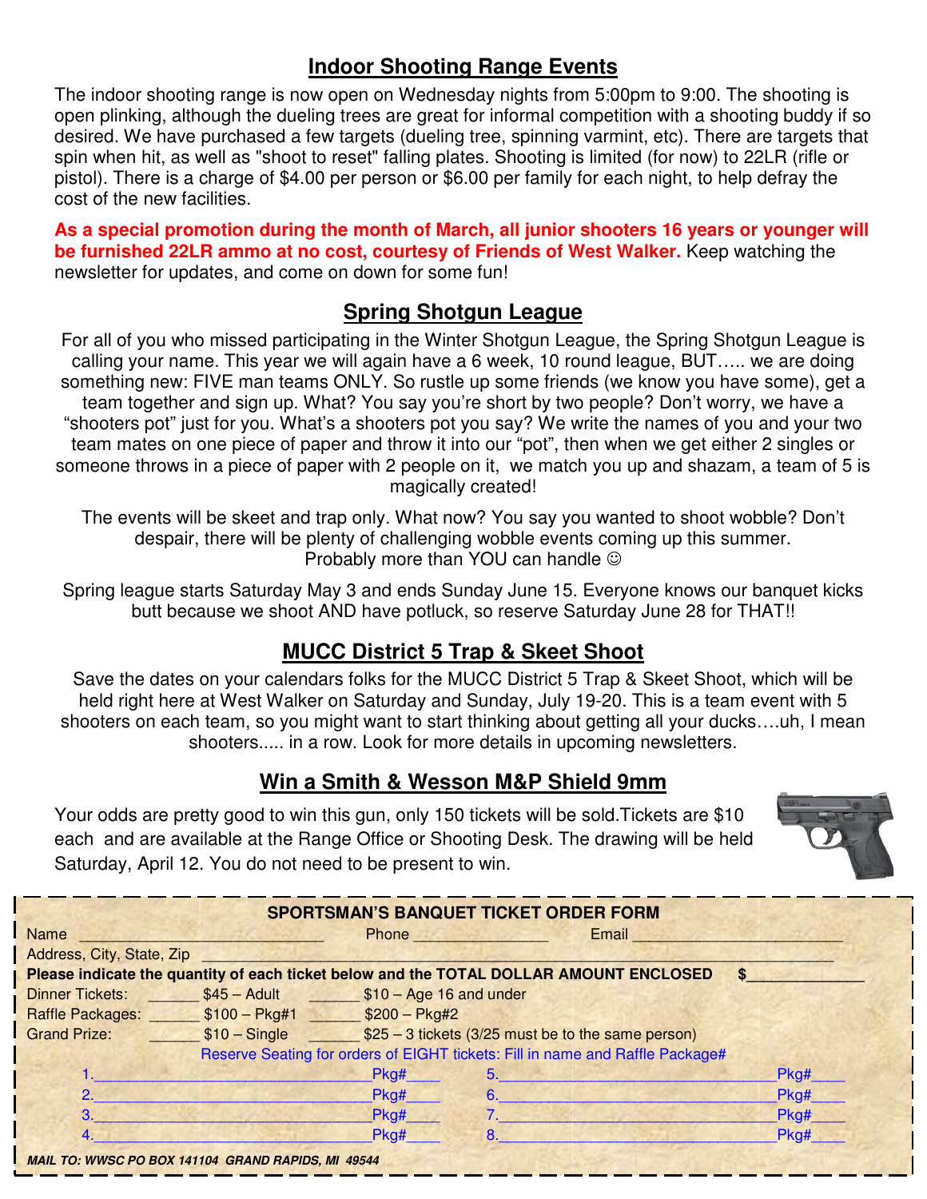## Indoor Shooting Range Events

The indoor shooting range is now open on Wednesday nights from 5:00pm to 9:00. The shooting is open plinking, although the dueling trees are great for informal competition with a shooting buddy if so desired. We have purchased a few targets (dueling tree, spinning varmint, etc). There are targets that spin when hit, as well as "shoot to reset" falling plates. Shooting is limited (for now) to 22LR (rifle or pistol). There is a charge of $4.00 per person or $6.00 per family for each night, to help defray the cost of the new facilities.

**As a special promotion during the month of March, all junior shooters 16 years or younger will be furnished 22LR ammo at no cost, courtesy of Friends of West Walker.** Keep watching the newsletter for updates, and come on down for some fun!

## Spring Shotgun League

For all of you who missed participating in the Winter Shotgun League, the Spring Shotgun League is calling your name. This year we will again have a 6 week, 10 round league, BUT….. we are doing something new: FIVE man teams ONLY. So rustle up some friends (we know you have some), get a team together and sign up. What? You say you're short by two people? Don't worry, we have a "shooters pot" just for you. What's a shooters pot you say? We write the names of you and your two team mates on one piece of paper and throw it into our "pot", then when we get either 2 singles or someone throws in a piece of paper with 2 people on it, we match you up and shazam, a team of 5 is magically created!

The events will be skeet and trap only. What now? You say you wanted to shoot wobble? Don't despair, there will be plenty of challenging wobble events coming up this summer. Probably more than YOU can handle ☺

Spring league starts Saturday May 3 and ends Sunday June 15. Everyone knows our banquet kicks butt because we shoot AND have potluck, so reserve Saturday June 28 for THAT!!

## MUCC District 5 Trap & Skeet Shoot

Save the dates on your calendars folks for the MUCC District 5 Trap & Skeet Shoot, which will be held right here at West Walker on Saturday and Sunday, July 19-20. This is a team event with 5 shooters on each team, so you might want to start thinking about getting all your ducks….uh, I mean shooters..... in a row. Look for more details in upcoming newsletters.

## Win a Smith & Wesson M&P Shield 9mm

Your odds are pretty good to win this gun, only 150 tickets will be sold.Tickets are $10 each and are available at the Range Office or Shooting Desk. The drawing will be held Saturday, April 12. You do not need to be present to win.

---

**SPORTSMAN'S BANQUET TICKET ORDER FORM**

Name ______________________ Phone ______________ Email ______________________

Address, City, State, Zip ______________________________________________

**Please indicate the quantity of each ticket below and the TOTAL DOLLAR AMOUNT ENCLOSED $____________**

Dinner Tickets: ______ $45 – Adult ______ $10 – Age 16 and under

Raffle Packages: ______ $100 – Pkg#1 ______ $200 – Pkg#2

Grand Prize: ______ $10 – Single ______ $25 – 3 tickets (3/25 must be to the same person)

Reserve Seating for orders of EIGHT tickets: Fill in name and Raffle Package#

1.______________________ Pkg#____  5.______________________ Pkg#____

2.______________________ Pkg#____  6.______________________ Pkg#____

3.______________________ Pkg#____  7.______________________ Pkg#____

4.______________________ Pkg#____  8.______________________ Pkg#____

***MAIL TO: WWSC PO BOX 141104 GRAND RAPIDS, MI 49544***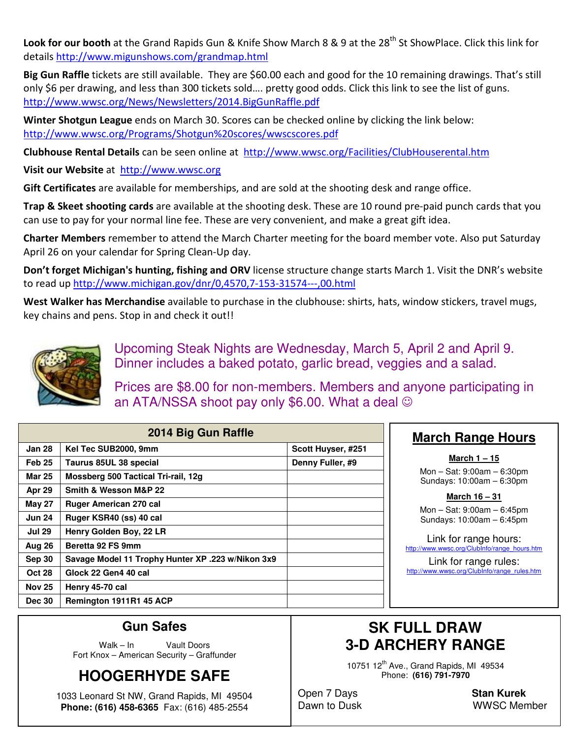**Look for our booth** at the Grand Rapids Gun & Knife Show March 8 & 9 at the 28th St ShowPlace. Click this link for details http://www.migunshows.com/grandmap.html

**Big Gun Raffle** tickets are still available. They are $60.00 each and good for the 10 remaining drawings. That's still only $6 per drawing, and less than 300 tickets sold…. pretty good odds. Click this link to see the list of guns. http://www.wwsc.org/News/Newsletters/2014.BigGunRaffle.pdf

**Winter Shotgun League** ends on March 30. Scores can be checked online by clicking the link below: http://www.wwsc.org/Programs/Shotgun%20scores/wwscscores.pdf

**Clubhouse Rental Details** can be seen online at http://www.wwsc.org/Facilities/ClubHouserental.htm

**Visit our Website** at http://www.wwsc.org

**Gift Certificates** are available for memberships, and are sold at the shooting desk and range office.

**Trap & Skeet shooting cards** are available at the shooting desk. These are 10 round pre-paid punch cards that you can use to pay for your normal line fee. These are very convenient, and make a great gift idea.

**Charter Members** remember to attend the March Charter meeting for the board member vote. Also put Saturday April 26 on your calendar for Spring Clean-Up day.

**Don't forget Michigan's hunting, fishing and ORV** license structure change starts March 1. Visit the DNR's website to read up http://www.michigan.gov/dnr/0,4570,7-153-31574---,00.html

**West Walker has Merchandise** available to purchase in the clubhouse: shirts, hats, window stickers, travel mugs, key chains and pens. Stop in and check it out!!

Upcoming Steak Nights are Wednesday, March 5, April 2 and April 9. Dinner includes a baked potato, garlic bread, veggies and a salad.

Prices are $8.00 for non-members. Members and anyone participating in an ATA/NSSA shoot pay only $6.00. What a deal ☺

## 2014 Big Gun Raffle

| Date | Gun | Winner |
|---|---|---|
| Jan 28 | Kel Tec SUB2000, 9mm | Scott Huyser, #251 |
| Feb 25 | Taurus 85UL 38 special | Denny Fuller, #9 |
| Mar 25 | Mossberg 500 Tactical Tri-rail, 12g | |
| Apr 29 | Smith & Wesson M&P 22 | |
| May 27 | Ruger American 270 cal | |
| Jun 24 | Ruger KSR40 (ss) 40 cal | |
| Jul 29 | Henry Golden Boy, 22 LR | |
| Aug 26 | Beretta 92 FS 9mm | |
| Sep 30 | Savage Model 11 Trophy Hunter XP .223 w/Nikon 3x9 | |
| Oct 28 | Glock 22 Gen4 40 cal | |
| Nov 25 | Henry 45-70 cal | |
| Dec 30 | Remington 1911R1 45 ACP | |

## March Range Hours

**March 1 – 15**

Mon – Sat: 9:00am – 6:30pm
Sundays: 10:00am – 6:30pm

**March 16 – 31**

Mon – Sat: 9:00am – 6:45pm
Sundays: 10:00am – 6:45pm

Link for range hours:
http://www.wwsc.org/ClubInfo/range_hours.htm

Link for range rules:
http://www.wwsc.org/ClubInfo/range_rules.htm

## Gun Safes

Walk – In Vault Doors
Fort Knox – American Security – Graffunder

## HOOGERHYDE SAFE

1033 Leonard St NW, Grand Rapids, MI 49504
**Phone: (616) 458-6365** Fax: (616) 485-2554

## SK FULL DRAW 3-D ARCHERY RANGE

10751 12th Ave., Grand Rapids, MI 49534
Phone: **(616) 791-7970**

Open 7 Days
Dawn to Dusk

**Stan Kurek**
WWSC Member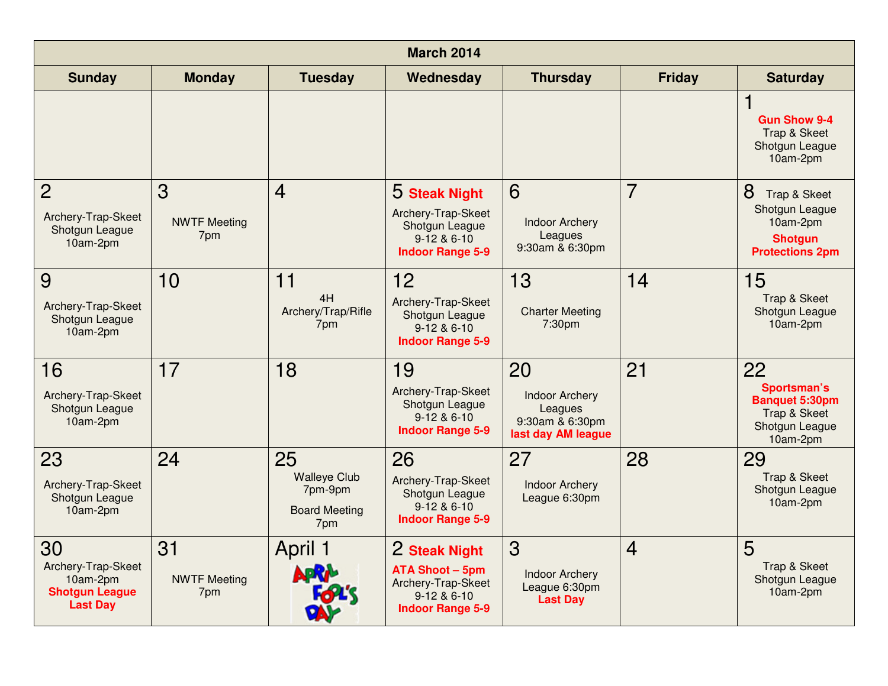| March 2014 | | | | | | |
|---|---|---|---|---|---|---|
| **Sunday** | **Monday** | **Tuesday** | **Wednesday** | **Thursday** | **Friday** | **Saturday** |
| | | | | | | 1 **Gun Show 9-4** Trap & Skeet Shotgun League 10am-2pm |
| 2 Archery-Trap-Skeet Shotgun League 10am-2pm | 3 NWTF Meeting 7pm | 4 | 5 **Steak Night** Archery-Trap-Skeet Shotgun League 9-12 & 6-10 **Indoor Range 5-9** | 6 Indoor Archery Leagues 9:30am & 6:30pm | 7 | 8 Trap & Skeet Shotgun League 10am-2pm **Shotgun Protections 2pm** |
| 9 Archery-Trap-Skeet Shotgun League 10am-2pm | 10 | 11 4H Archery/Trap/Rifle 7pm | 12 Archery-Trap-Skeet Shotgun League 9-12 & 6-10 **Indoor Range 5-9** | 13 Charter Meeting 7:30pm | 14 | 15 Trap & Skeet Shotgun League 10am-2pm |
| 16 Archery-Trap-Skeet Shotgun League 10am-2pm | 17 | 18 | 19 Archery-Trap-Skeet Shotgun League 9-12 & 6-10 **Indoor Range 5-9** | 20 Indoor Archery Leagues 9:30am & 6:30pm **last day AM league** | 21 | 22 **Sportsman's Banquet 5:30pm** Trap & Skeet Shotgun League 10am-2pm |
| 23 Archery-Trap-Skeet Shotgun League 10am-2pm | 24 | 25 Walleye Club 7pm-9pm Board Meeting 7pm | 26 Archery-Trap-Skeet Shotgun League 9-12 & 6-10 **Indoor Range 5-9** | 27 Indoor Archery League 6:30pm | 28 | 29 Trap & Skeet Shotgun League 10am-2pm |
| 30 Archery-Trap-Skeet 10am-2pm **Shotgun League Last Day** | 31 NWTF Meeting 7pm | April 1 April Fool's Day | 2 **Steak Night** **ATA Shoot – 5pm** Archery-Trap-Skeet 9-12 & 6-10 **Indoor Range 5-9** | 3 Indoor Archery League 6:30pm **Last Day** | 4 | 5 Trap & Skeet Shotgun League 10am-2pm |